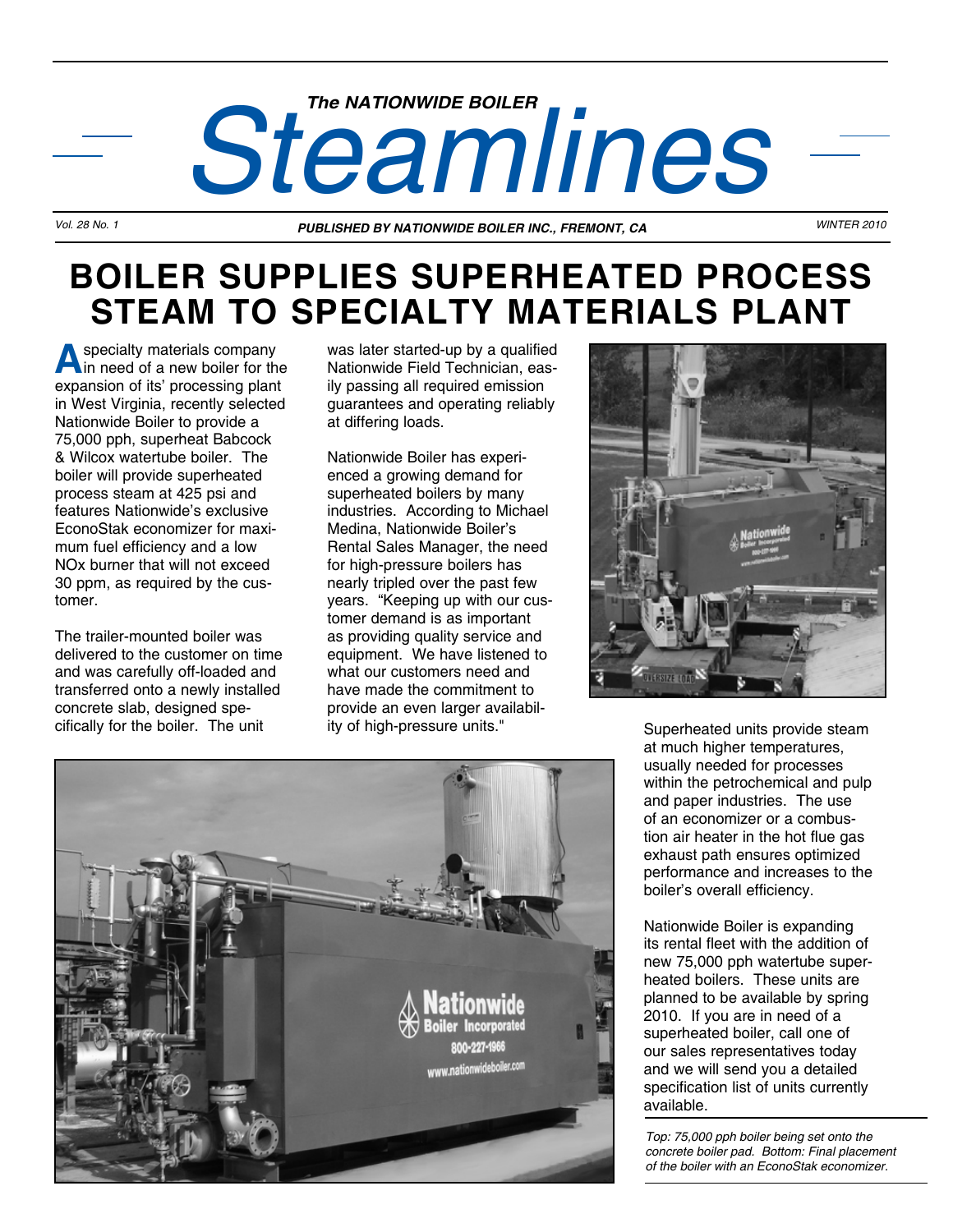*The NATIONWIDE BOILER*

# Steamlines

*Vol. 28 No. 1* — ***PUBLISHED BY NATIONWIDE BOILER INC., FREMONT, CA*** — *WINTER 2010*

## BOILER SUPPLIES SUPERHEATED PROCESS STEAM TO SPECIALTY MATERIALS PLANT

A specialty materials company in need of a new boiler for the expansion of its' processing plant in West Virginia, recently selected Nationwide Boiler to provide a 75,000 pph, superheat Babcock & Wilcox watertube boiler. The boiler will provide superheated process steam at 425 psi and features Nationwide's exclusive EconoStak economizer for maximum fuel efficiency and a low NOx burner that will not exceed 30 ppm, as required by the customer.

The trailer-mounted boiler was delivered to the customer on time and was carefully off-loaded and transferred onto a newly installed concrete slab, designed specifically for the boiler. The unit was later started-up by a qualified Nationwide Field Technician, easily passing all required emission guarantees and operating reliably at differing loads.

Nationwide Boiler has experienced a growing demand for superheated boilers by many industries. According to Michael Medina, Nationwide Boiler's Rental Sales Manager, the need for high-pressure boilers has nearly tripled over the past few years. "Keeping up with our customer demand is as important as providing quality service and equipment. We have listened to what our customers need and have made the commitment to provide an even larger availability of high-pressure units."

Superheated units provide steam at much higher temperatures, usually needed for processes within the petrochemical and pulp and paper industries. The use of an economizer or a combustion air heater in the hot flue gas exhaust path ensures optimized performance and increases to the boiler's overall efficiency.

Nationwide Boiler is expanding its rental fleet with the addition of new 75,000 pph watertube superheated boilers. These units are planned to be available by spring 2010. If you are in need of a superheated boiler, call one of our sales representatives today and we will send you a detailed specification list of units currently available.

*Top: 75,000 pph boiler being set onto the concrete boiler pad. Bottom: Final placement of the boiler with an EconoStak economizer.*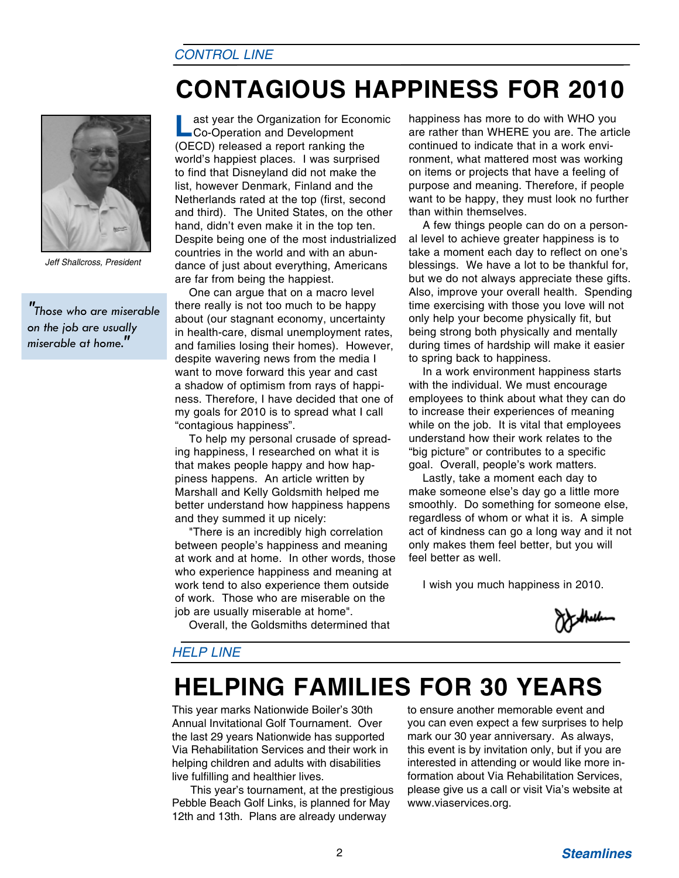CONTROL LINE

# CONTAGIOUS HAPPINESS FOR 2010

Jeff Shallcross, President

*"Those who are miserable on the job are usually miserable at home."*

Last year the Organization for Economic Co-Operation and Development (OECD) released a report ranking the world's happiest places. I was surprised to find that Disneyland did not make the list, however Denmark, Finland and the Netherlands rated at the top (first, second and third). The United States, on the other hand, didn't even make it in the top ten. Despite being one of the most industrialized countries in the world and with an abundance of just about everything, Americans are far from being the happiest.

One can argue that on a macro level there really is not too much to be happy about (our stagnant economy, uncertainty in health-care, dismal unemployment rates, and families losing their homes). However, despite wavering news from the media I want to move forward this year and cast a shadow of optimism from rays of happiness. Therefore, I have decided that one of my goals for 2010 is to spread what I call "contagious happiness".

To help my personal crusade of spreading happiness, I researched on what it is that makes people happy and how happiness happens. An article written by Marshall and Kelly Goldsmith helped me better understand how happiness happens and they summed it up nicely:

"There is an incredibly high correlation between people's happiness and meaning at work and at home. In other words, those who experience happiness and meaning at work tend to also experience them outside of work. Those who are miserable on the job are usually miserable at home".

Overall, the Goldsmiths determined that happiness has more to do with WHO you are rather than WHERE you are. The article continued to indicate that in a work environment, what mattered most was working on items or projects that have a feeling of purpose and meaning. Therefore, if people want to be happy, they must look no further than within themselves.

A few things people can do on a personal level to achieve greater happiness is to take a moment each day to reflect on one's blessings. We have a lot to be thankful for, but we do not always appreciate these gifts. Also, improve your overall health. Spending time exercising with those you love will not only help your become physically fit, but being strong both physically and mentally during times of hardship will make it easier to spring back to happiness.

In a work environment happiness starts with the individual. We must encourage employees to think about what they can do to increase their experiences of meaning while on the job. It is vital that employees understand how their work relates to the "big picture" or contributes to a specific goal. Overall, people's work matters.

Lastly, take a moment each day to make someone else's day go a little more smoothly. Do something for someone else, regardless of whom or what it is. A simple act of kindness can go a long way and it not only makes them feel better, but you will feel better as well.

I wish you much happiness in 2010.

HELP LINE

# HELPING FAMILIES FOR 30 YEARS

This year marks Nationwide Boiler's 30th Annual Invitational Golf Tournament. Over the last 29 years Nationwide has supported Via Rehabilitation Services and their work in helping children and adults with disabilities live fulfilling and healthier lives.

This year's tournament, at the prestigious Pebble Beach Golf Links, is planned for May 12th and 13th. Plans are already underway to ensure another memorable event and you can even expect a few surprises to help mark our 30 year anniversary. As always, this event is by invitation only, but if you are interested in attending or would like more information about Via Rehabilitation Services, please give us a call or visit Via's website at www.viaservices.org.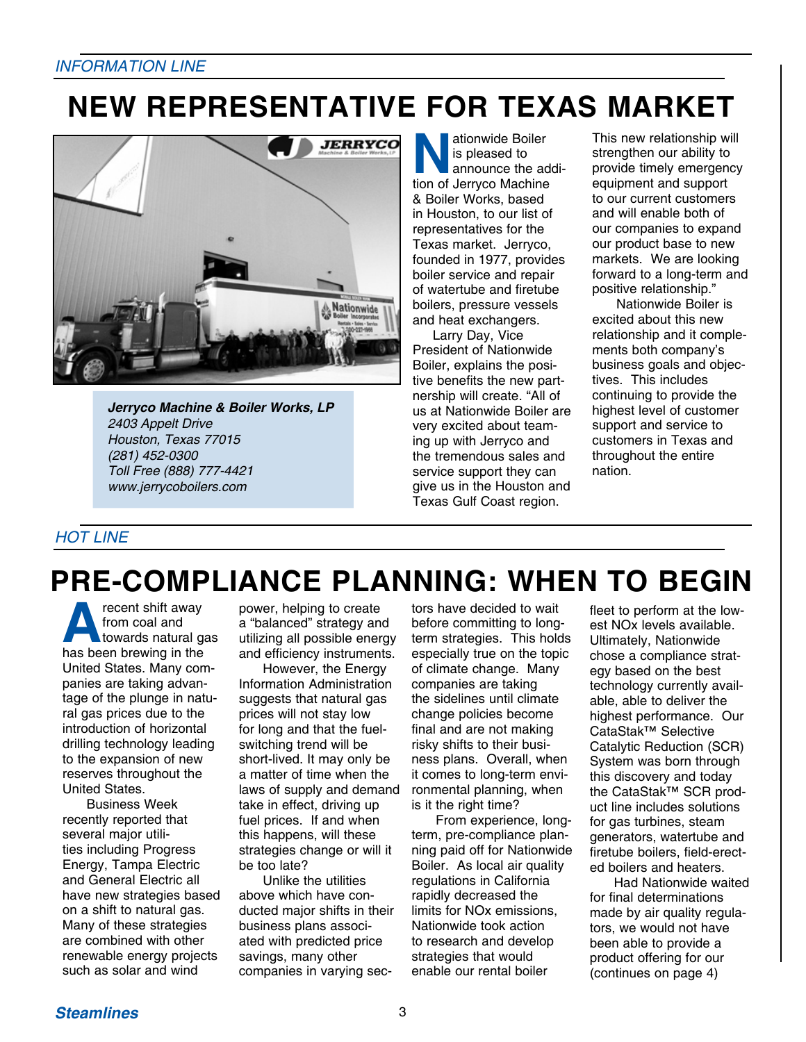*INFORMATION LINE*

# NEW REPRESENTATIVE FOR TEXAS MARKET

***Jerryco Machine & Boiler Works, LP***
*2403 Appelt Drive*
*Houston, Texas 77015*
*(281) 452-0300*
*Toll Free (888) 777-4421*
*www.jerrycoboilers.com*

Nationwide Boiler is pleased to announce the addition of Jerryco Machine & Boiler Works, based in Houston, to our list of representatives for the Texas market. Jerryco, founded in 1977, provides boiler service and repair of watertube and firetube boilers, pressure vessels and heat exchangers.

Larry Day, Vice President of Nationwide Boiler, explains the positive benefits the new partnership will create. "All of us at Nationwide Boiler are very excited about teaming up with Jerryco and the tremendous sales and service support they can give us in the Houston and Texas Gulf Coast region. This new relationship will strengthen our ability to provide timely emergency equipment and support to our current customers and will enable both of our companies to expand our product base to new markets. We are looking forward to a long-term and positive relationship."

Nationwide Boiler is excited about this new relationship and it complements both company's business goals and objectives. This includes continuing to provide the highest level of customer support and service to customers in Texas and throughout the entire nation.

*HOT LINE*

# PRE-COMPLIANCE PLANNING: WHEN TO BEGIN

A recent shift away from coal and towards natural gas has been brewing in the United States. Many companies are taking advantage of the plunge in natural gas prices due to the introduction of horizontal drilling technology leading to the expansion of new reserves throughout the United States.

Business Week recently reported that several major utilities including Progress Energy, Tampa Electric and General Electric all have new strategies based on a shift to natural gas. Many of these strategies are combined with other renewable energy projects such as solar and wind power, helping to create a "balanced" strategy and utilizing all possible energy and efficiency instruments.

However, the Energy Information Administration suggests that natural gas prices will not stay low for long and that the fuel-switching trend will be short-lived. It may only be a matter of time when the laws of supply and demand take in effect, driving up fuel prices. If and when this happens, will these strategies change or will it be too late?

Unlike the utilities above which have conducted major shifts in their business plans associated with predicted price savings, many other companies in varying sectors have decided to wait before committing to long-term strategies. This holds especially true on the topic of climate change. Many companies are taking the sidelines until climate change policies become final and are not making risky shifts to their business plans. Overall, when it comes to long-term environmental planning, when is it the right time?

From experience, long-term, pre-compliance planning paid off for Nationwide Boiler. As local air quality regulations in California rapidly decreased the limits for NOx emissions, Nationwide took action to research and develop strategies that would enable our rental boiler fleet to perform at the lowest NOx levels available. Ultimately, Nationwide chose a compliance strategy based on the best technology currently available, able to deliver the highest performance. Our CataStak™ Selective Catalytic Reduction (SCR) System was born through this discovery and today the CataStak™ SCR product line includes solutions for gas turbines, steam generators, watertube and firetube boilers, field-erected boilers and heaters.

Had Nationwide waited for final determinations made by air quality regulators, we would not have been able to provide a product offering for our (continues on page 4)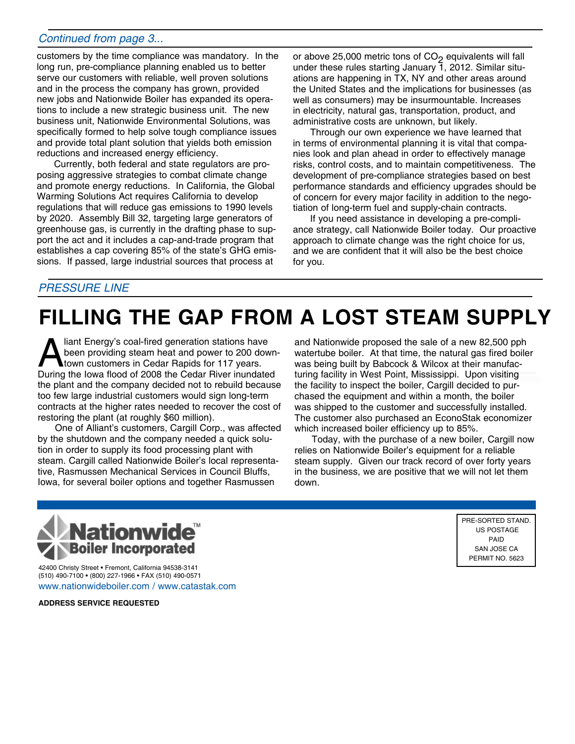*Continued from page 3...*

customers by the time compliance was mandatory. In the long run, pre-compliance planning enabled us to better serve our customers with reliable, well proven solutions and in the process the company has grown, provided new jobs and Nationwide Boiler has expanded its operations to include a new strategic business unit. The new business unit, Nationwide Environmental Solutions, was specifically formed to help solve tough compliance issues and provide total plant solution that yields both emission reductions and increased energy efficiency.

Currently, both federal and state regulators are proposing aggressive strategies to combat climate change and promote energy reductions. In California, the Global Warming Solutions Act requires California to develop regulations that will reduce gas emissions to 1990 levels by 2020. Assembly Bill 32, targeting large generators of greenhouse gas, is currently in the drafting phase to support the act and it includes a cap-and-trade program that establishes a cap covering 85% of the state's GHG emissions. If passed, large industrial sources that process at or above 25,000 metric tons of $CO_2$ equivalents will fall under these rules starting January 1, 2012. Similar situations are happening in TX, NY and other areas around the United States and the implications for businesses (as well as consumers) may be insurmountable. Increases in electricity, natural gas, transportation, product, and administrative costs are unknown, but likely.

Through our own experience we have learned that in terms of environmental planning it is vital that companies look and plan ahead in order to effectively manage risks, control costs, and to maintain competitiveness. The development of pre-compliance strategies based on best performance standards and efficiency upgrades should be of concern for every major facility in addition to the negotiation of long-term fuel and supply-chain contracts.

If you need assistance in developing a pre-compliance strategy, call Nationwide Boiler today. Our proactive approach to climate change was the right choice for us, and we are confident that it will also be the best choice for you.

*PRESSURE LINE*

# FILLING THE GAP FROM A LOST STEAM SUPPLY

Aliant Energy's coal-fired generation stations have been providing steam heat and power to 200 downtown customers in Cedar Rapids for 117 years. During the Iowa flood of 2008 the Cedar River inundated the plant and the company decided not to rebuild because too few large industrial customers would sign long-term contracts at the higher rates needed to recover the cost of restoring the plant (at roughly $60 million).

One of Alliant's customers, Cargill Corp., was affected by the shutdown and the company needed a quick solution in order to supply its food processing plant with steam. Cargill called Nationwide Boiler's local representative, Rasmussen Mechanical Services in Council Bluffs, Iowa, for several boiler options and together Rasmussen and Nationwide proposed the sale of a new 82,500 pph watertube boiler. At that time, the natural gas fired boiler was being built by Babcock & Wilcox at their manufacturing facility in West Point, Mississippi. Upon visiting the facility to inspect the boiler, Cargill decided to purchased the equipment and within a month, the boiler was shipped to the customer and successfully installed. The customer also purchased an EconoStak economizer which increased boiler efficiency up to 85%.

Today, with the purchase of a new boiler, Cargill now relies on Nationwide Boiler's equipment for a reliable steam supply. Given our track record of over forty years in the business, we are positive that we will not let them down.

**Nationwide™ Boiler Incorporated**

42400 Christy Street • Fremont, California 94538-3141
(510) 490-7100 • (800) 227-1966 • FAX (510) 490-0571
www.nationwideboiler.com / www.catastak.com

**ADDRESS SERVICE REQUESTED**

PRE-SORTED STAND.
US POSTAGE
PAID
SAN JOSE CA
PERMIT NO. 5623